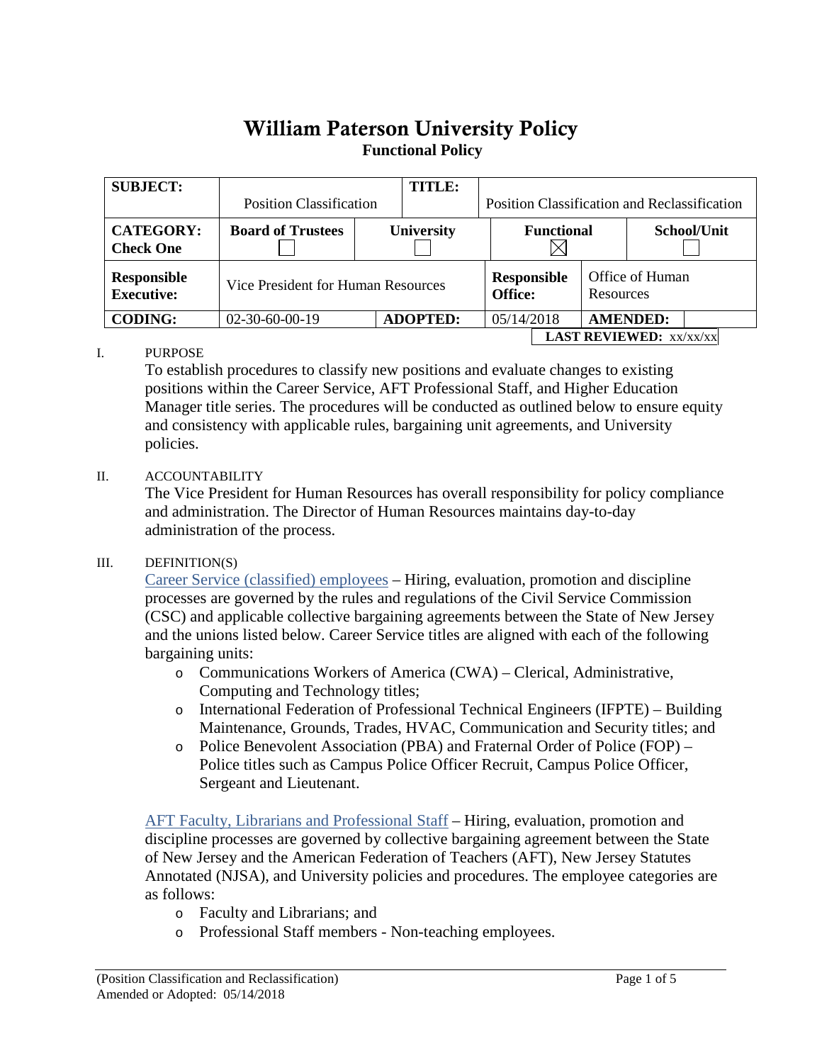# William Paterson University Policy

**Functional Policy**

| **SUBJECT:** | Position Classification | | **TITLE:** | Position Classification and Reclassification | | |
|---|---|---|---|---|---|---|
| **CATEGORY: Check One** | **Board of Trustees** ☐ | **University** ☐ | | **Functional** ☒ | | **School/Unit** ☐ |
| **Responsible Executive:** | Vice President for Human Resources | | | **Responsible Office:** | Office of Human Resources | |
| **CODING:** | 02-30-60-00-19 | **ADOPTED:** | | 05/14/2018 | **AMENDED:** | |
| | | | | | **LAST REVIEWED:** xx/xx/xx | |

I. PURPOSE

To establish procedures to classify new positions and evaluate changes to existing positions within the Career Service, AFT Professional Staff, and Higher Education Manager title series. The procedures will be conducted as outlined below to ensure equity and consistency with applicable rules, bargaining unit agreements, and University policies.

II. ACCOUNTABILITY

The Vice President for Human Resources has overall responsibility for policy compliance and administration. The Director of Human Resources maintains day-to-day administration of the process.

III. DEFINITION(S)

Career Service (classified) employees – Hiring, evaluation, promotion and discipline processes are governed by the rules and regulations of the Civil Service Commission (CSC) and applicable collective bargaining agreements between the State of New Jersey and the unions listed below. Career Service titles are aligned with each of the following bargaining units:

- Communications Workers of America (CWA) – Clerical, Administrative, Computing and Technology titles;
- International Federation of Professional Technical Engineers (IFPTE) – Building Maintenance, Grounds, Trades, HVAC, Communication and Security titles; and
- Police Benevolent Association (PBA) and Fraternal Order of Police (FOP) – Police titles such as Campus Police Officer Recruit, Campus Police Officer, Sergeant and Lieutenant.

AFT Faculty, Librarians and Professional Staff – Hiring, evaluation, promotion and discipline processes are governed by collective bargaining agreement between the State of New Jersey and the American Federation of Teachers (AFT), New Jersey Statutes Annotated (NJSA), and University policies and procedures. The employee categories are as follows:

- Faculty and Librarians; and
- Professional Staff members - Non-teaching employees.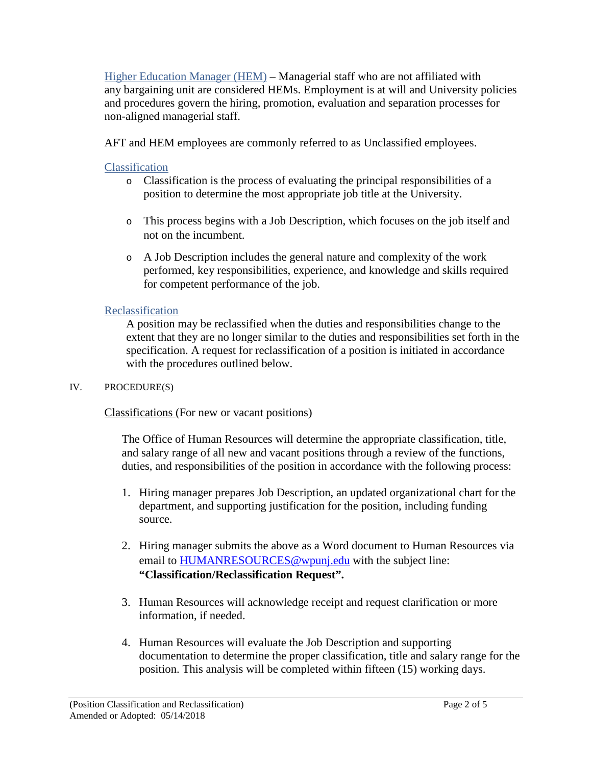Higher Education Manager (HEM) – Managerial staff who are not affiliated with any bargaining unit are considered HEMs. Employment is at will and University policies and procedures govern the hiring, promotion, evaluation and separation processes for non-aligned managerial staff.

AFT and HEM employees are commonly referred to as Unclassified employees.

Classification

- Classification is the process of evaluating the principal responsibilities of a position to determine the most appropriate job title at the University.
- This process begins with a Job Description, which focuses on the job itself and not on the incumbent.
- A Job Description includes the general nature and complexity of the work performed, key responsibilities, experience, and knowledge and skills required for competent performance of the job.

Reclassification

A position may be reclassified when the duties and responsibilities change to the extent that they are no longer similar to the duties and responsibilities set forth in the specification. A request for reclassification of a position is initiated in accordance with the procedures outlined below.

## IV. PROCEDURE(S)

Classifications (For new or vacant positions)

The Office of Human Resources will determine the appropriate classification, title, and salary range of all new and vacant positions through a review of the functions, duties, and responsibilities of the position in accordance with the following process:

1. Hiring manager prepares Job Description, an updated organizational chart for the department, and supporting justification for the position, including funding source.
2. Hiring manager submits the above as a Word document to Human Resources via email to HUMANRESOURCES@wpunj.edu with the subject line: **"Classification/Reclassification Request".**
3. Human Resources will acknowledge receipt and request clarification or more information, if needed.
4. Human Resources will evaluate the Job Description and supporting documentation to determine the proper classification, title and salary range for the position. This analysis will be completed within fifteen (15) working days.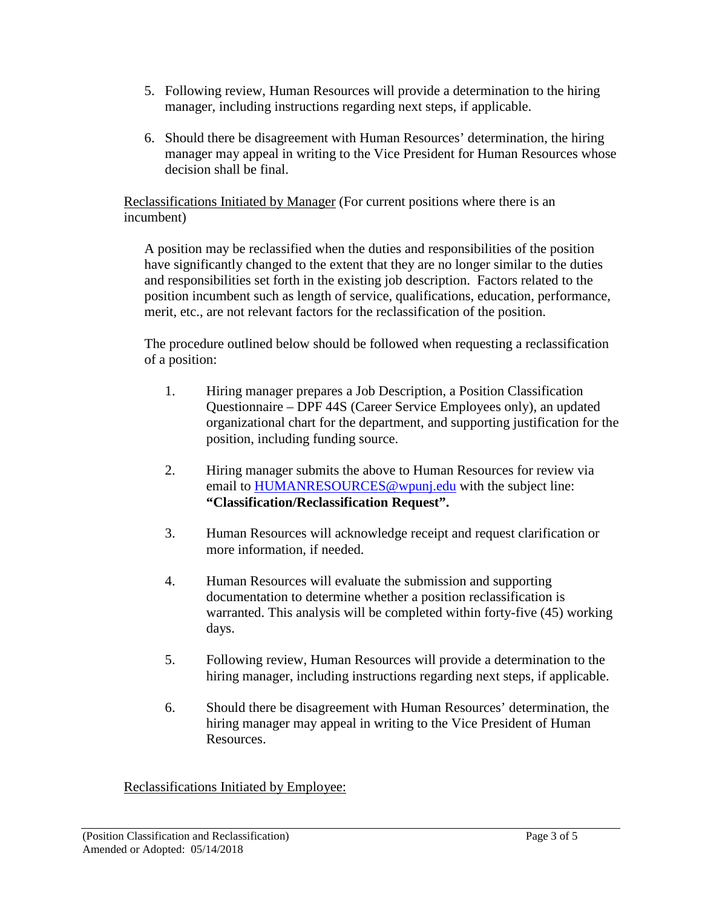5. Following review, Human Resources will provide a determination to the hiring manager, including instructions regarding next steps, if applicable.

6. Should there be disagreement with Human Resources' determination, the hiring manager may appeal in writing to the Vice President for Human Resources whose decision shall be final.

<u>Reclassifications Initiated by Manager</u> (For current positions where there is an incumbent)

A position may be reclassified when the duties and responsibilities of the position have significantly changed to the extent that they are no longer similar to the duties and responsibilities set forth in the existing job description. Factors related to the position incumbent such as length of service, qualifications, education, performance, merit, etc., are not relevant factors for the reclassification of the position.

The procedure outlined below should be followed when requesting a reclassification of a position:

1. Hiring manager prepares a Job Description, a Position Classification Questionnaire – DPF 44S (Career Service Employees only), an updated organizational chart for the department, and supporting justification for the position, including funding source.

2. Hiring manager submits the above to Human Resources for review via email to HUMANRESOURCES@wpunj.edu with the subject line: **"Classification/Reclassification Request".**

3. Human Resources will acknowledge receipt and request clarification or more information, if needed.

4. Human Resources will evaluate the submission and supporting documentation to determine whether a position reclassification is warranted. This analysis will be completed within forty-five (45) working days.

5. Following review, Human Resources will provide a determination to the hiring manager, including instructions regarding next steps, if applicable.

6. Should there be disagreement with Human Resources' determination, the hiring manager may appeal in writing to the Vice President of Human Resources.

<u>Reclassifications Initiated by Employee:</u>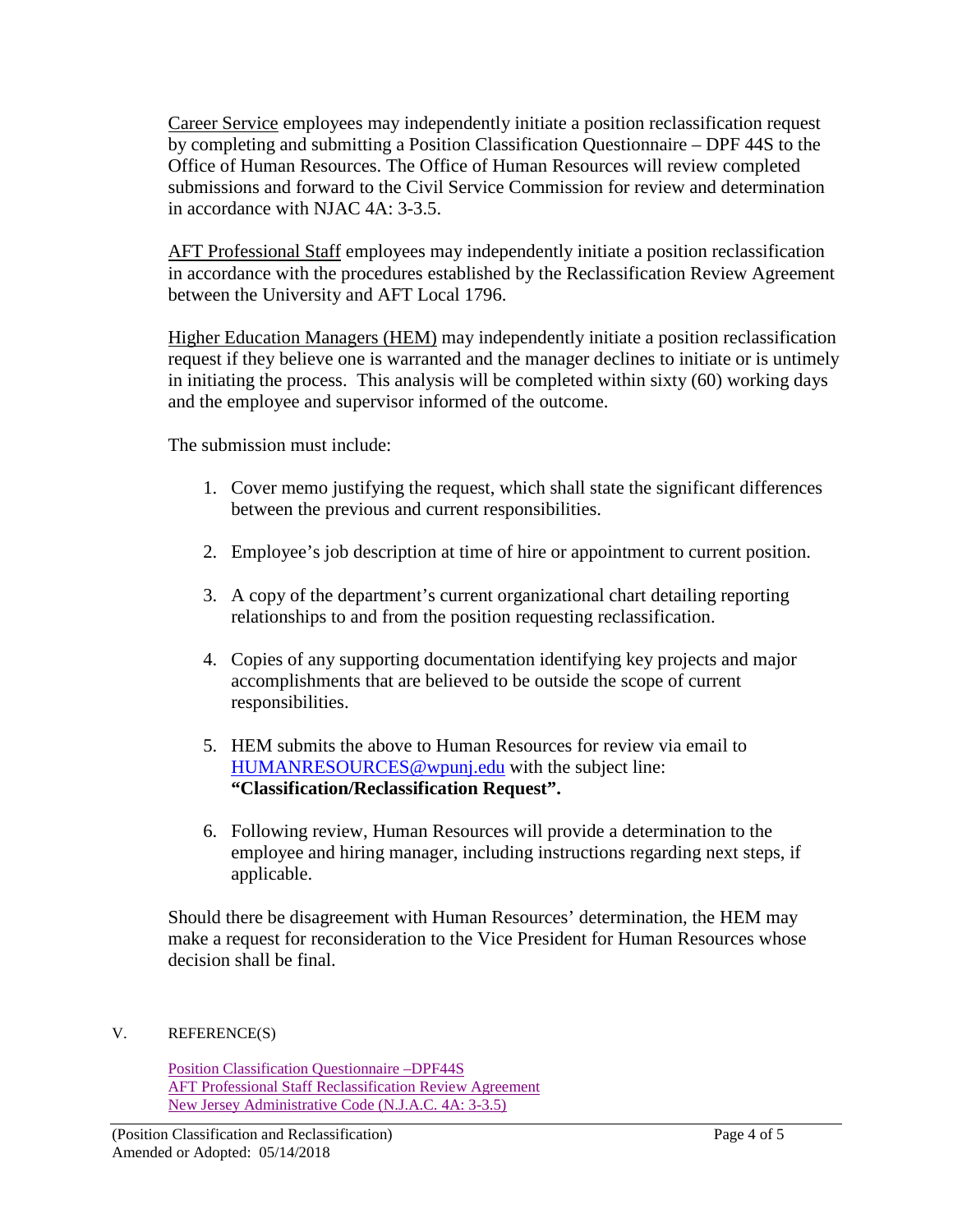Career Service employees may independently initiate a position reclassification request by completing and submitting a Position Classification Questionnaire – DPF 44S to the Office of Human Resources. The Office of Human Resources will review completed submissions and forward to the Civil Service Commission for review and determination in accordance with NJAC 4A: 3-3.5.

AFT Professional Staff employees may independently initiate a position reclassification in accordance with the procedures established by the Reclassification Review Agreement between the University and AFT Local 1796.

Higher Education Managers (HEM) may independently initiate a position reclassification request if they believe one is warranted and the manager declines to initiate or is untimely in initiating the process. This analysis will be completed within sixty (60) working days and the employee and supervisor informed of the outcome.

The submission must include:

1. Cover memo justifying the request, which shall state the significant differences between the previous and current responsibilities.
2. Employee's job description at time of hire or appointment to current position.
3. A copy of the department's current organizational chart detailing reporting relationships to and from the position requesting reclassification.
4. Copies of any supporting documentation identifying key projects and major accomplishments that are believed to be outside the scope of current responsibilities.
5. HEM submits the above to Human Resources for review via email to HUMANRESOURCES@wpunj.edu with the subject line: **"Classification/Reclassification Request".**
6. Following review, Human Resources will provide a determination to the employee and hiring manager, including instructions regarding next steps, if applicable.

Should there be disagreement with Human Resources' determination, the HEM may make a request for reconsideration to the Vice President for Human Resources whose decision shall be final.

## V. REFERENCE(S)

Position Classification Questionnaire –DPF44S
AFT Professional Staff Reclassification Review Agreement
New Jersey Administrative Code (N.J.A.C. 4A: 3-3.5)

(Position Classification and Reclassification)
Amended or Adopted: 05/14/2018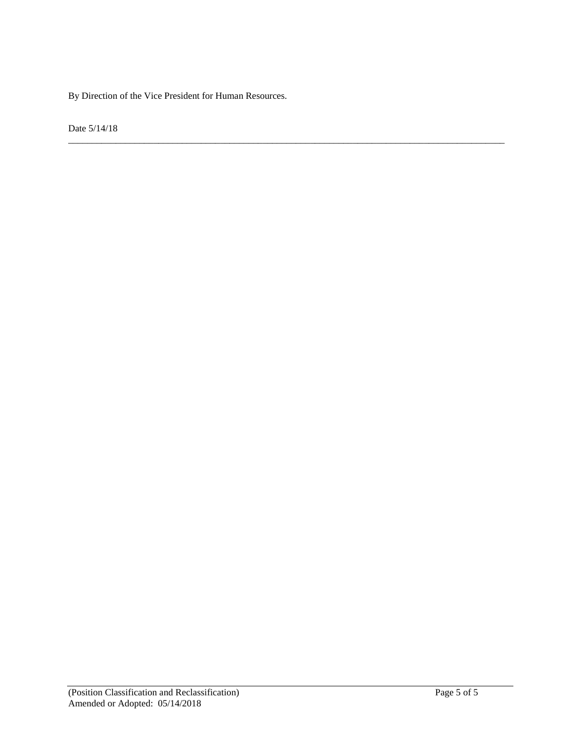By Direction of the Vice President for Human Resources.

Date 5/14/18

---